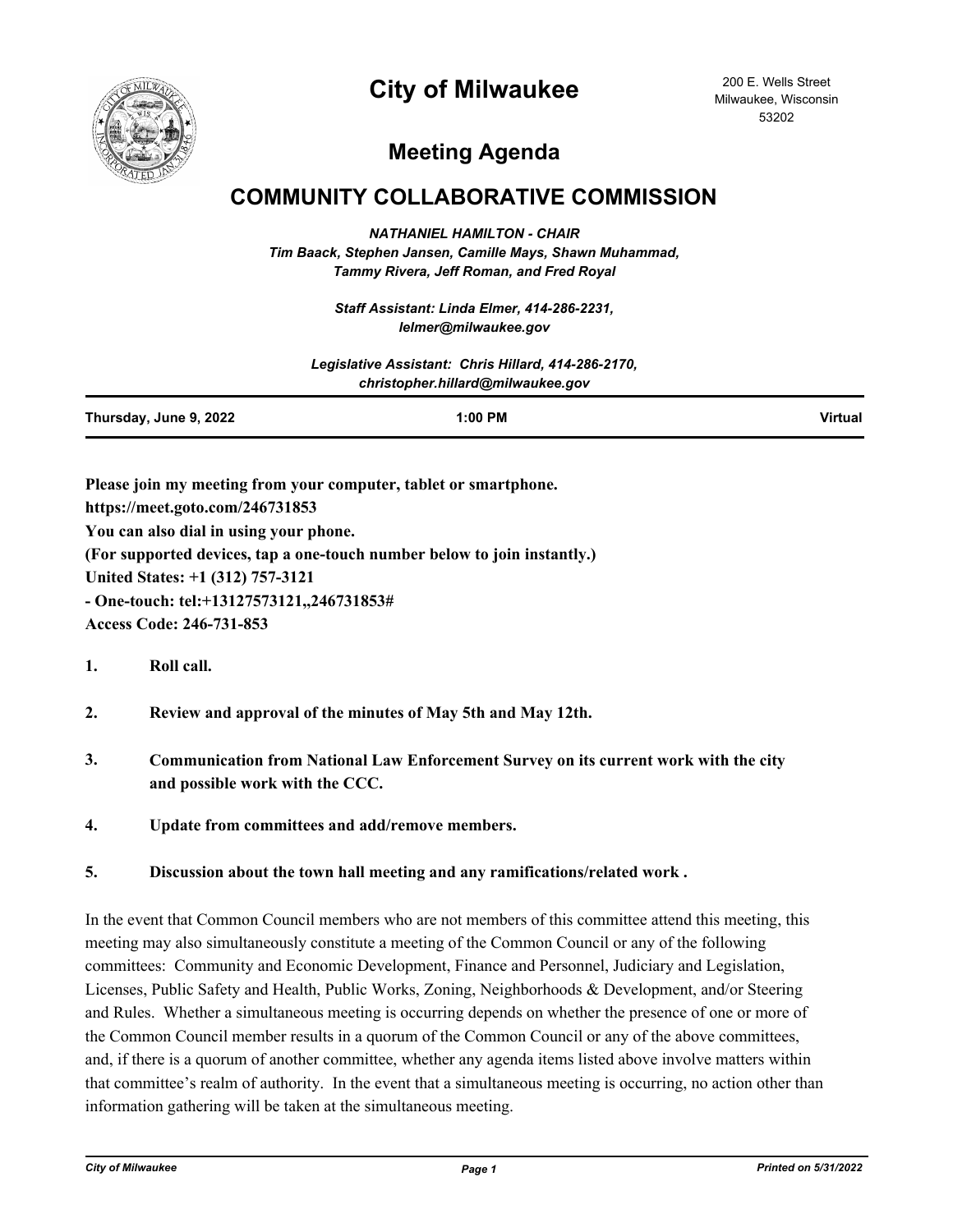# City of Milwaukee

200 E. Wells Street
Milwaukee, Wisconsin
53202

## Meeting Agenda

## COMMUNITY COLLABORATIVE COMMISSION

***NATHANIEL HAMILTON - CHAIR***
***Tim Baack, Stephen Jansen, Camille Mays, Shawn Muhammad, Tammy Rivera, Jeff Roman, and Fred Royal***

***Staff Assistant: Linda Elmer, 414-286-2231, lelmer@milwaukee.gov***

***Legislative Assistant: Chris Hillard, 414-286-2170, christopher.hillard@milwaukee.gov***

**Thursday, June 9, 2022** | **1:00 PM** | **Virtual**

**Please join my meeting from your computer, tablet or smartphone.**
**https://meet.goto.com/246731853**
**You can also dial in using your phone.**
**(For supported devices, tap a one-touch number below to join instantly.)**
**United States: +1 (312) 757-3121**
**- One-touch: tel:+13127573121,,246731853#**
**Access Code: 246-731-853**

1. **Roll call.**

2. **Review and approval of the minutes of May 5th and May 12th.**

3. **Communication from National Law Enforcement Survey on its current work with the city and possible work with the CCC.**

4. **Update from committees and add/remove members.**

5. **Discussion about the town hall meeting and any ramifications/related work .**

In the event that Common Council members who are not members of this committee attend this meeting, this meeting may also simultaneously constitute a meeting of the Common Council or any of the following committees: Community and Economic Development, Finance and Personnel, Judiciary and Legislation, Licenses, Public Safety and Health, Public Works, Zoning, Neighborhoods & Development, and/or Steering and Rules. Whether a simultaneous meeting is occurring depends on whether the presence of one or more of the Common Council member results in a quorum of the Common Council or any of the above committees, and, if there is a quorum of another committee, whether any agenda items listed above involve matters within that committee's realm of authority. In the event that a simultaneous meeting is occurring, no action other than information gathering will be taken at the simultaneous meeting.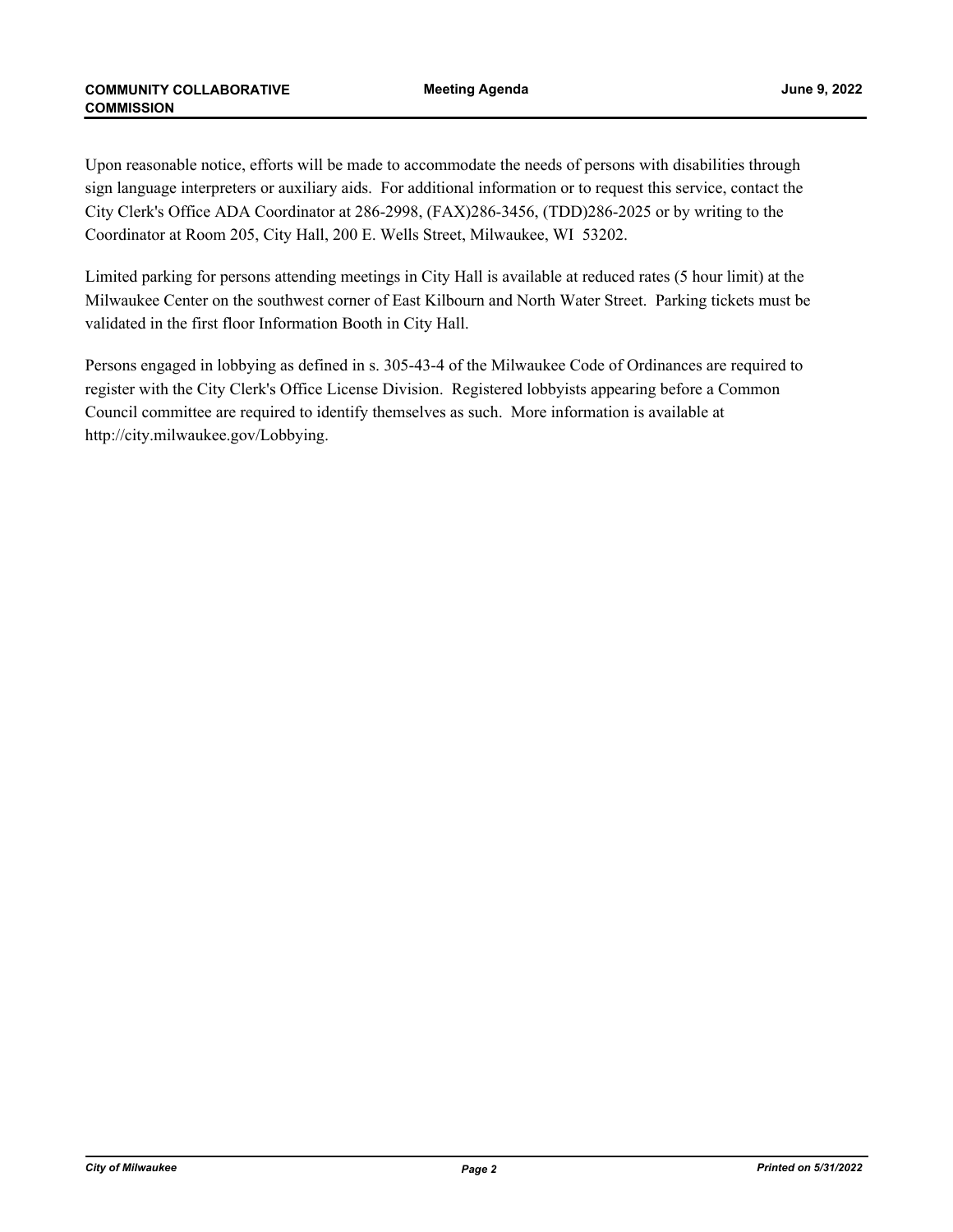Upon reasonable notice, efforts will be made to accommodate the needs of persons with disabilities through sign language interpreters or auxiliary aids. For additional information or to request this service, contact the City Clerk's Office ADA Coordinator at 286-2998, (FAX)286-3456, (TDD)286-2025 or by writing to the Coordinator at Room 205, City Hall, 200 E. Wells Street, Milwaukee, WI 53202.

Limited parking for persons attending meetings in City Hall is available at reduced rates (5 hour limit) at the Milwaukee Center on the southwest corner of East Kilbourn and North Water Street. Parking tickets must be validated in the first floor Information Booth in City Hall.

Persons engaged in lobbying as defined in s. 305-43-4 of the Milwaukee Code of Ordinances are required to register with the City Clerk's Office License Division. Registered lobbyists appearing before a Common Council committee are required to identify themselves as such. More information is available at http://city.milwaukee.gov/Lobbying.